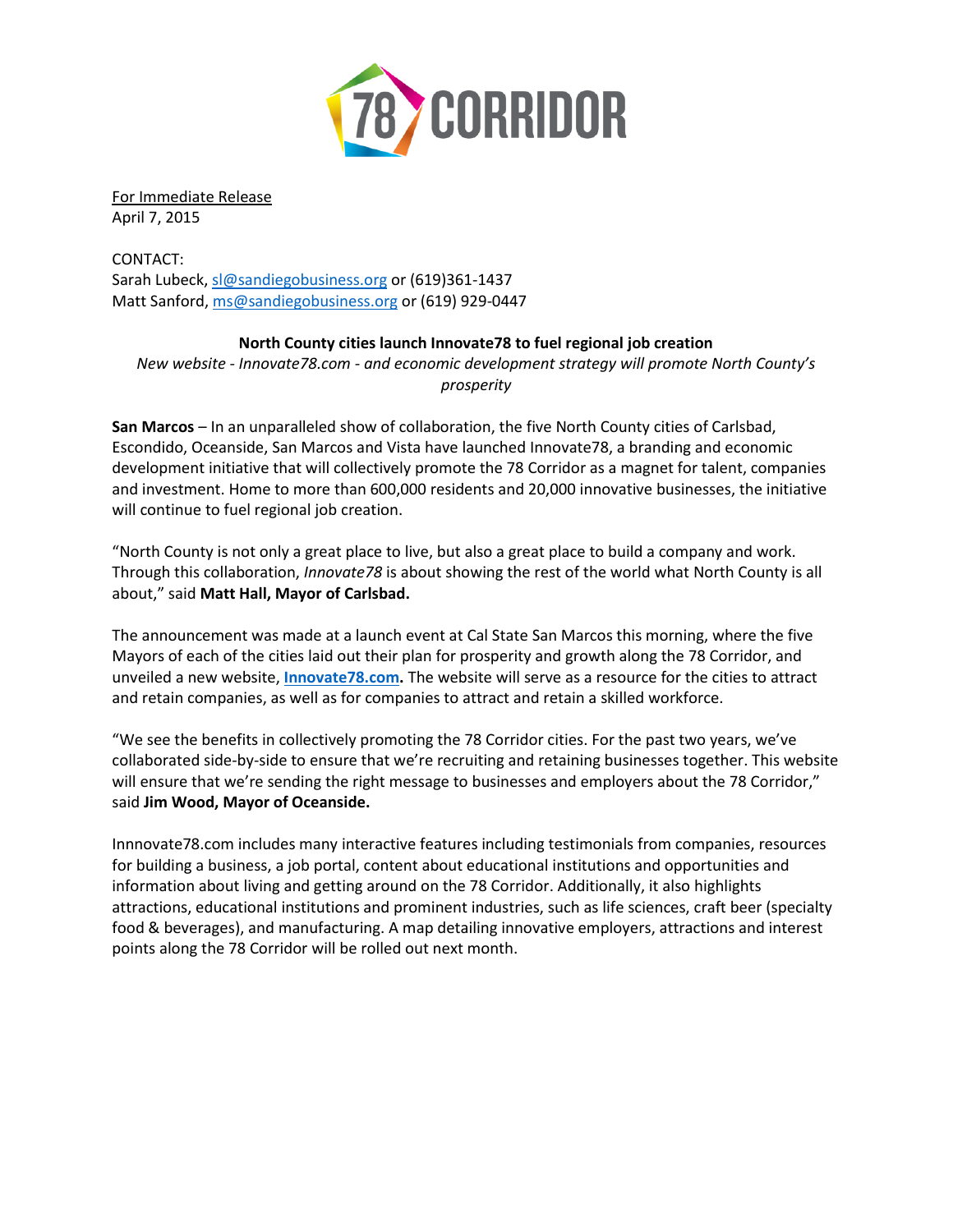78 CORRIDOR

For Immediate Release
April 7, 2015

CONTACT:
Sarah Lubeck, sl@sandiegobusiness.org or (619)361-1437
Matt Sanford, ms@sandiegobusiness.org or (619) 929-0447

**North County cities launch Innovate78 to fuel regional job creation**

*New website - Innovate78.com - and economic development strategy will promote North County's prosperity*

**San Marcos** – In an unparalleled show of collaboration, the five North County cities of Carlsbad, Escondido, Oceanside, San Marcos and Vista have launched Innovate78, a branding and economic development initiative that will collectively promote the 78 Corridor as a magnet for talent, companies and investment. Home to more than 600,000 residents and 20,000 innovative businesses, the initiative will continue to fuel regional job creation.

"North County is not only a great place to live, but also a great place to build a company and work. Through this collaboration, *Innovate78* is about showing the rest of the world what North County is all about," said **Matt Hall, Mayor of Carlsbad.**

The announcement was made at a launch event at Cal State San Marcos this morning, where the five Mayors of each of the cities laid out their plan for prosperity and growth along the 78 Corridor, and unveiled a new website, **Innovate78.com.** The website will serve as a resource for the cities to attract and retain companies, as well as for companies to attract and retain a skilled workforce.

"We see the benefits in collectively promoting the 78 Corridor cities. For the past two years, we've collaborated side-by-side to ensure that we're recruiting and retaining businesses together. This website will ensure that we're sending the right message to businesses and employers about the 78 Corridor," said **Jim Wood, Mayor of Oceanside.**

Innnovate78.com includes many interactive features including testimonials from companies, resources for building a business, a job portal, content about educational institutions and opportunities and information about living and getting around on the 78 Corridor. Additionally, it also highlights attractions, educational institutions and prominent industries, such as life sciences, craft beer (specialty food & beverages), and manufacturing. A map detailing innovative employers, attractions and interest points along the 78 Corridor will be rolled out next month.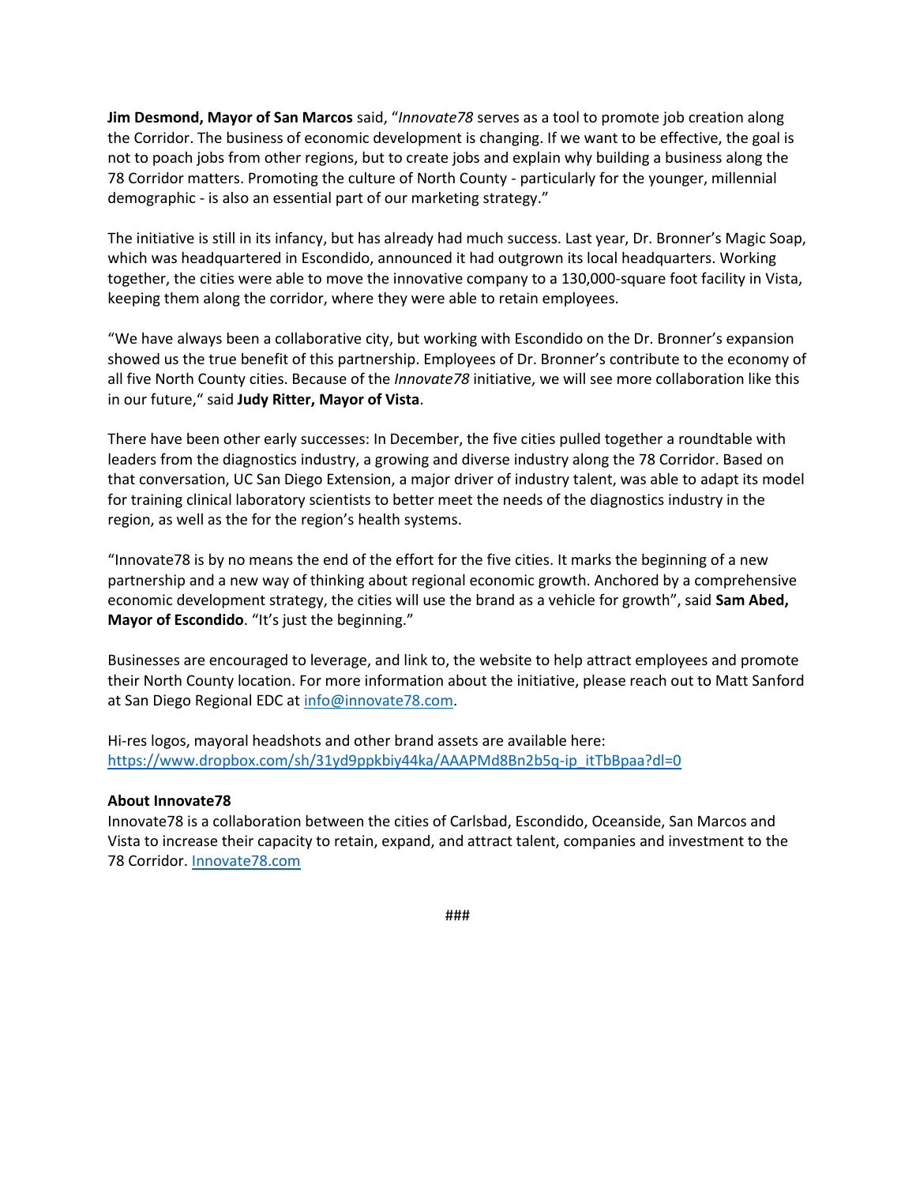**Jim Desmond, Mayor of San Marcos** said, "*Innovate78* serves as a tool to promote job creation along the Corridor. The business of economic development is changing. If we want to be effective, the goal is not to poach jobs from other regions, but to create jobs and explain why building a business along the 78 Corridor matters. Promoting the culture of North County - particularly for the younger, millennial demographic - is also an essential part of our marketing strategy."

The initiative is still in its infancy, but has already had much success. Last year, Dr. Bronner's Magic Soap, which was headquartered in Escondido, announced it had outgrown its local headquarters. Working together, the cities were able to move the innovative company to a 130,000-square foot facility in Vista, keeping them along the corridor, where they were able to retain employees.

"We have always been a collaborative city, but working with Escondido on the Dr. Bronner's expansion showed us the true benefit of this partnership. Employees of Dr. Bronner's contribute to the economy of all five North County cities. Because of the *Innovate78* initiative, we will see more collaboration like this in our future," said **Judy Ritter, Mayor of Vista**.

There have been other early successes: In December, the five cities pulled together a roundtable with leaders from the diagnostics industry, a growing and diverse industry along the 78 Corridor. Based on that conversation, UC San Diego Extension, a major driver of industry talent, was able to adapt its model for training clinical laboratory scientists to better meet the needs of the diagnostics industry in the region, as well as the for the region's health systems.

"Innovate78 is by no means the end of the effort for the five cities. It marks the beginning of a new partnership and a new way of thinking about regional economic growth. Anchored by a comprehensive economic development strategy, the cities will use the brand as a vehicle for growth", said **Sam Abed, Mayor of Escondido**. "It's just the beginning."

Businesses are encouraged to leverage, and link to, the website to help attract employees and promote their North County location. For more information about the initiative, please reach out to Matt Sanford at San Diego Regional EDC at info@innovate78.com.

Hi-res logos, mayoral headshots and other brand assets are available here: https://www.dropbox.com/sh/31yd9ppkbiy44ka/AAAPMd8Bn2b5q-ip_itTbBpaa?dl=0

**About Innovate78**

Innovate78 is a collaboration between the cities of Carlsbad, Escondido, Oceanside, San Marcos and Vista to increase their capacity to retain, expand, and attract talent, companies and investment to the 78 Corridor. Innovate78.com

###